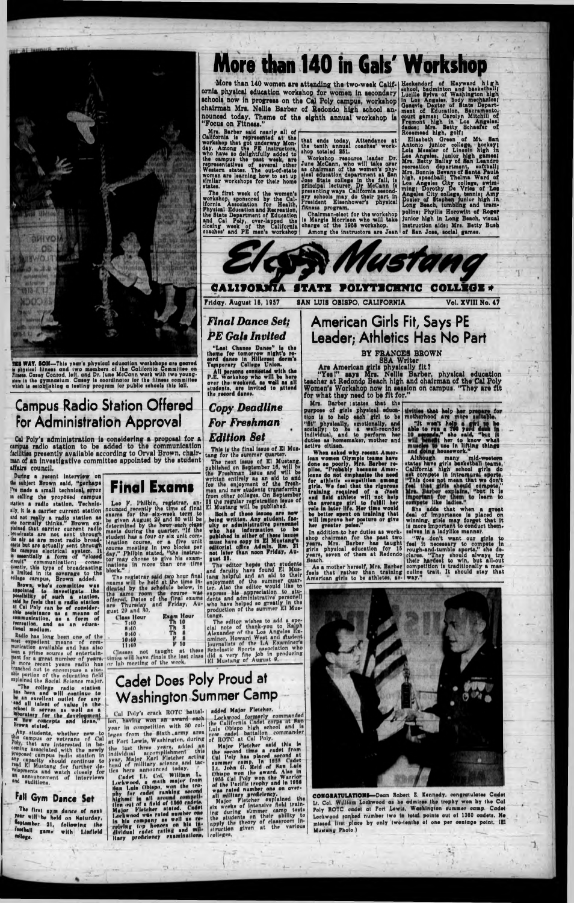# More than 140 in Gals' Workshop

More than 140 women are attending the two-week California physical education workshop for women in secondary schools now in progress on the Cal Poly campus, workshop chairman Mrs. Nellie Barber of Redondo high school announced today. Theme of the eighth annual workshop is "Focus on Fitness."

Mrs. Barber said nearly all of California is represented at the workshop that got underway Monday. Among the PE instructors, who have so delightfully added to the campus the past week, are representatives of several other Western states. The out-of-state women are learning how to set up similar workshops for their home states.

The first week of the women's workshop, sponsored by the California Association for Health, Physical Education and Recreation, the State Department of Education and Cal Poly, over-lapped the closing week of the California coaches' and PE men's workshop that ends today. Attendance at the tenth annual coaches' workshop totaled 351.

Workshop resource leader Dr. June McCann, who will take over as chairman of the women's physical education department at San Jose State college in the fall, is principal lecturer. Dr. McCann is presenting ways California secondary schools may do their part in President Eisenhower's physical fitness program.

Chairman-elect for the workshop is Margie Morrison who will take charge of the 1958 workshop.

Among the instructors are Jean Heckendorf of Hayward high school, badminton and basketball; Lucille Sylva of Washington high in Los Angeles, body mechanics; Genevie Dexter of State Department of Education, Sacramento, court games; Carolyn Mitchell of Fremont high in Los Angeles, dance; Mrs. Betty Schaefer of Rosemead high, golf;

Elisabeth Green of Mt. San Antonio junior college, hockey; Lois Messler of Lincoln high in Los Angeles, junior high games; Mrs. Betty Bailey of San Leandro recreation department, softball; Mrs. Bonnie Bevans of Santa Paula high, speedball; Thelma Ward of Los Angeles City college, swimming; Dorothy De Vries of Los Angeles City college, tennis; Amy Dozier of Stephen junior high in Long Beach, tumbling and trampoline; Phyllis Horowitt of Roger junior high in Long Beach, visual instruction aids; Mrs. Betty Bush of San Jose, social games.

THIS WAY, SON—This year's physical education workshops are geared to physical fitness and two members of the California Committee on Fitness, Casey Conrad, left, and Dr. June McCann work with two youngsters in the gymnasium. Casey is coordinator for the fitness committee which is establishing a testing program for public schools this fall.

# El Mustang

**CALIFORNIA STATE POLYTECHNIC COLLEGE**

Friday, August 16, 1957 — SAN LUIS OBISPO, CALIFORNIA — Vol. XVIII No. 47

## Campus Radio Station Offered For Administration Approval

Cal Poly's administration is considering a proposal for a campus radio station to be added to the communication facilities presently available according to Orval Brown, chairman of an investigative committee appointed by the student affairs council.

During a recent interview on the subject Brown said, "perhaps I've made a small technical error in calling the proposed campus station a radio station. Technically, it is a carrier current station and not really a radio station as one normally thinks." Brown explained that carrier current radio broadcasts are not sent through the air as are most radio broadcasts but are actually sent through the campus electrical system. It is essentially a form of "closed circuit" communication; consequently, this type of broadcasting is limited in its coverage to the college campus, Brown added.

Brown, who's committee was appointed to investigate the feasibility of such a station, said he feels that a radio station at Cal Poly can be of considerable assistance as a means of communication, as a form of recreation, and as an educational medium.

Radio has long been one of the most expedient means of communication available and has also been a prime source of entertainment for a great number of years. In more recent years radio has branched out to encompass a sizeable portion of the education field explained the Social Science major.

"The college radio station has been and will continue to be an excellent outlet for any and all talent of value in the school. It serves as well as a laboratory for the development of new concepts and ideas," Brown stated.

Any students, whether new to this campus or veterans of Cal Poly, that are interested in becoming associated with the newly proposed campus radio station in any capacity should continue to read El Mustang for further developments and watch closely for an announcement of interviews and auditions.

## Fall Gym Dance Set

The first gym dance of next year will be held on Saturday, September 21, following the football game with Linfield college.

## Final Exams

Lee F. Philbin, registrar, announced recently the time of final exams for the six-week term to be given August 29 and 30 will be determined by the hour each class meets during the quarter. "If the student has a four or six unit combination course, or a five unit course meeting in two blocks per day," Philbin stated, "the instructor may choose to give his examination in more than one time block."

The registrar said two hour final exams will be held at the time indicated by the schedule below, in the same room the course was offered. Dates of the final exams are Thursday and Friday, August 29 and 30.

| Class Hour | Exam Hour |
|---|---|
| 7:10 | Th 10 |
| 8:10 | Th 2 |
| 9:10 | Th 8 |
| 10:10 | F 8 |
| 11:10 | F 10 |

Classes not taught at these times will have finals the last class or lab meeting of the week.

## Final Dance Set; PE Gals Invited

"Last Chance Dance" is the theme for tomorrow night's record dance in Hillcrest dorm's Temporary College Union.

All persons connected with the P.E. Workshop who will be here over the weekend, as well as all students, are invited to attend the record dance.

## Copy Deadline For Freshman Edition Set

This is the final issue of El Mustang for the summer quarter.

The next issue of El Mustang, published on September 16, will be the Freshman issue and will be written entirely as an aid to and for the enjoyment of the freshmen and new students transferring from other colleges. On September 23 the regular registration issue of El Mustang will be published.

Both of these issues are now being written. Any student, faculty or administrative personnel who has information to be published in either of these issues must have copy in El Mustang's editorial office Admin. Rm. 21 not later than noon Friday, August 23.

The editor hopes that students and faculty have found El Mustang helpful and an aid to their enjoyment of the summer quarter. Also the editor would like to express his appreciation to students and administrative personnel who have helped so greatly in the production of the summer El Mustangs.

The editor wishes to add a special note of thank-you to Ralph Alexander of the Los Angeles Examiner, Howard West and student journalists of the LA Examiner's Scholastic Sports association who did a very fine job in producing El Mustang of August 9.

## American Girls Fit, Says PE Leader; Athletics Has No Part

BY FRANCES BROWN
SBA Writer

Are American girls physically fit?

"Yes!" says Mrs. Nellie Barber, physical education teacher at Redondo Beach high and chairman of the Cal Poly Women's Workshop now in session on campus. "They are fit for what they need to be fit for."

Mrs. Barber states that the purpose of girls physical education is to help each girl to be "fit" physically, emotionally, and socially; to be a well-rounded individual, and to perform her duties as homemaker, mother and active citizen.

When asked why recent American women Olympic teams have done so poorly, Mrs. Barber replies, "Probably because Americans do not emphasize the need for athletic competition among girls. We feel that the rigorous training required of a track and field athlete will not help the average girl to fulfill her role in later life. Her time would be better spent on training that will improve her posture or give her greater poise."

In addition to her duties as workshop chairman for the past two years, Mrs. Barber has taught girls physical education for 15 years, seven of them at Redondo Beach.

As a mother herself, Mrs. Barber feels that rather than training American girls to be athletes, activities that help her prepare for motherhood are more suitable.

"It won't help a girl to be able to run a 100 yard dash in 10 seconds," she said, "but it will benefit her to know what muscles to use in lifting things and doing housework."

Although many mid-western states have girls basketball teams, California high school girls do not compete in intramural sports. "This does not mean that we don't feel that girls should compete," Mrs. Barber explains, "but it is important for them to learn to compete like ladies."

She adds that when a great deal of importance is placed on winning, girls may forget that it is more important to conduct themselves in a ladylike manner.

"We don't want our girls to feel it necessary to compete in rough-and-tumble sports," she declares. "They should always try their hardest to win, but all-out competition is traditionally a masculine trait. It should stay that way."

CONGRATULATIONS—Dean Robert E. Kennedy, congratulates Cadet Lt. Col. William Lockwood as he admires the trophy won by the Cal Poly ROTC cadet at Fort Lewis, Washington summer camp. Cadet Lockwood ranked number two in total points out of 1360 cadets. He missed first place by only two-tenths of one per centage point. (El Mustang Photo.)

## Cadet Does Poly Proud at Washington Summer Camp

Cal Poly's crack ROTC battalion, having won an award each year in competition with 30 colleges from the Sixth army area at Fort Lewis, Washington, during the last three years, added an individual accomplishment this year, Major Earl Fletcher acting head of military science and tactics here announced today.

Cadet Lt. Col. William L. Lockwood, a math major from San Luis Obispo, won the trophy for cadet ranking second highest in all around competition out of a field of 1360 cadets, Major Fletcher stated. Cadet Lockwood was rated number one in his company as well as receiving top honors on his individual cadet rating and military proficiency examinations, added Major Fletcher.

Lockwood formerly commanded the California Cadet corps at San Luis Obispo high school and is now cadet battalion commander of ROTC at Cal Poly.

Major Fletcher said this is the second time a cadet from Cal Poly has placed second at summer camp. In 1955 Cadet Lt. John G. Reid of San Luis Obispo won the award. Also in 1955 Cal Poly won the Warrior of the Pacific trophy and in 1956 was rated number one on overall military proficiency.

Major Fletcher explained the six weeks of intensive field training during summer camp tests the students on their ability to apply the theory of classroom instruction given at the various colleges.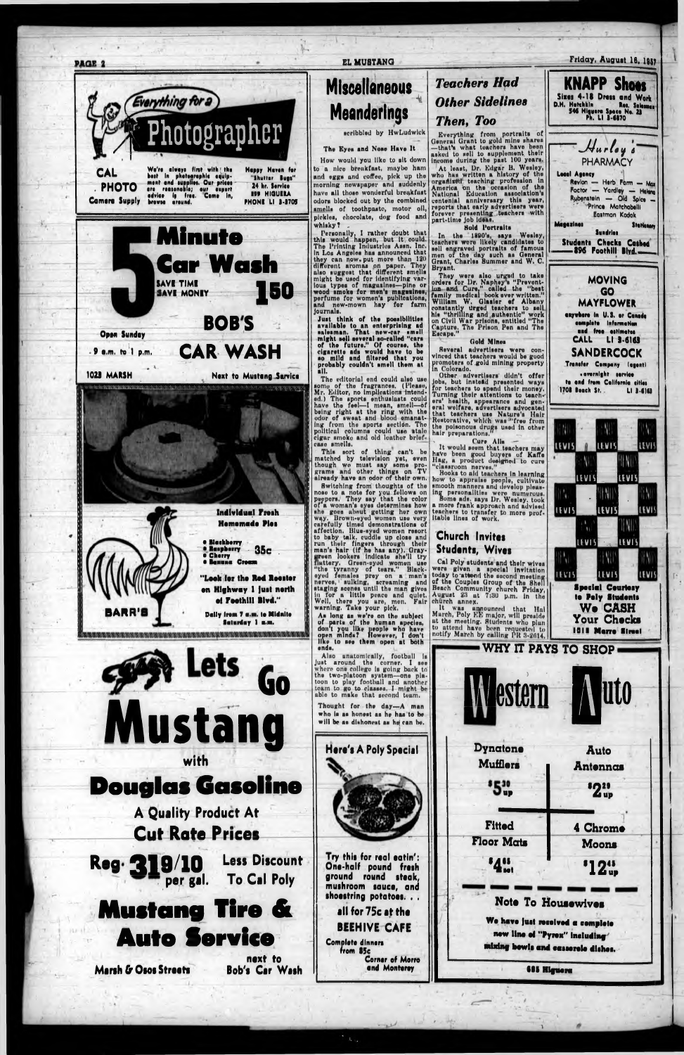## Everything for a Photographer

**CAL PHOTO** Camera Supply

We're always first with the best in photographic equipment and supplies. Our prices are reasonable; our expert advice is free. Come in, browse around.

Happy Haven for "Shutter Bugs" 24 hr. Service 899 HIGUERA PHONE LI 3-3705

## 5 Minute Car Wash

SAVE TIME SAVE MONEY 1.50

**BOB'S CAR WASH**

Open Sunday 9 a.m. to 1 p.m.

1023 MARSH — Next to Mustang Service

**Individual Fresh Homemade Pies**

- Blackberry
- Raspberry
- Cherry
- Banana Cream

35c

"Look for the Red Rooster on Highway 1 just north of Foothill Blvd."

**BARR'S**

Daily from 7 a.m. to Midnite Saturday 1 a.m.

## Lets Go Mustang

with

**Douglas Gasoline**

A Quality Product At Cut Rate Prices

Reg. 31 9/10 per gal. Less Discount To Cal Poly

## Mustang Tire & Auto Service

Marsh & Osos Streets — next to Bob's Car Wash

# Miscellaneous Meanderings

scribbled by HwLudwick

### The Eyes and Nose Have It

How would you like to sit down to a nice breakfast, maybe ham and eggs and coffee, pick up the morning newspaper and suddenly have all those wonderful breakfast odors blocked out by the combined smells of toothpaste, motor oil, pickles, chocolate, dog food and whisky?

Personally, I rather doubt that this would happen, but it could. The Printing Industries Assn. Inc. in Los Angeles has announced that they can now put more than 120 different aromas on paper. They also suggest that different smells might be used for identifying various types of magazines—pine or wood smoke for men's magazines, perfume for women's publications, and new-mown hay for farm journals.

Just think of the possibilities available to an enterprising ad salesman. That new-car smell might sell several so-called "cars of the future." Of course, the cigarette ads would have to be so mild and filtered that you probably couldn't smell them at all.

The editorial end could also use some of the fragrances. (Please, Mr. Editor, no implications intended.) The sports enthusiasts could have the feel—I mean, smell—of being right at the ring with the odor of sweat and blood emanating from the sports section. The political columns could use stale cigar smoke and old leather briefcase smells.

This sort of thing can't be matched by television yet, even though we must say some programs and other things on TV already have an odor of their own.

Switching from thoughts of the nose to a note for you fellows on peepers. They say that the color of a woman's eyes determines how she goes about getting her own way. Brown-eyed women use very carefully timed demonstrations of affection. Blue-eyed women resort to baby talk, cuddle up close and run their fingers through their man's hair (if he has any). Gray-green lookers indicate she'll try flattery. Green-eyed women use "the tyranny of tears." Black-eyed females prey on a man's nerves, sulking, screaming and staging scenes until the man gives in for a little peace and quiet. Well, there you are, men. Fair warning. Take your pick.

As long as we're on the subject of parts of the human species, don't you like people who have open minds? However, I don't like to see them open at both ends.

Also anatomically, football is just around the corner. I see where one college is going back to the two-platoon system—one platoon to play football and another team to go to classes. I might be able to make that second team.

Thought for the day—A man who is as honest as he has to be will be as dishonest as he can be.

## Here's A Poly Special

Try this for real eatin': One-half pound fresh ground round steak, mushroom sauce, and shoestring potatoes. . .

all for 75c at the

**BEEHIVE CAFE**

Complete dinners from 85c

Corner of Morro and Monterey

# *Teachers Had Other Sidelines Then, Too*

Everything from portraits of General Grant to gold mine shares—that's what teachers have been asked to sell to supplement their income during the past 100 years.

At least, Dr. Edgar B. Wesley, who has written a history of the organized teaching profession in America on the occasion of the National Education association's centennial anniversary this year, reports that early advertisers were forever presenting teachers with part-time job ideas.

### Bold Portraits

In the 1890's, says Wesley, teachers were likely candidates to sell engraved portraits of famous men of the day such as General Grant, Charles Summer and W. C. Bryant.

They were also urged to take orders for Dr. Naphey's "Prevention and Cure," called the "best family medical book ever written." William W. Glazier of Albany constantly urged teachers to sell his "thrilling and authentic" work on Civil War prisons, entitled "The Capture, The Prison Pen and The Escape."

### Gold Mines

Several advertisers were convinced that teachers would be good promoters of gold mining property in Colorado.

Other advertisers didn't offer jobs, but instead presented ways for teachers to spend their money. Turning their attentions to teachers' health, appearance and general welfare, advertisers advocated that teachers use Nature's Hair Restorative, which was "free from the poisonous drugs used in other hair preparations."

### Cure Ails

It would seem that teachers may have been good buyers of Kaffe Hag, a product designed to cure "classroom nerves."

Hooks to aid teachers in learning how to appraise people, cultivate smooth manners and develop pleasing personalities were numerous.

Some ads, says Dr. Wesley, took a more frank approach and advised teachers to transfer to more profitable lines of work.

## Church Invites Students, Wives

Cal Poly students and their wives were given a special invitation today to attend the second meeting of the Couples Group of the Shell Beach Community church Friday, August 23 at 7:30 p.m. in the church annex.

It was announced that Hal March, Poly EE major, will preside at the meeting. Students who plan to attend have been requested to notify March by calling PR 3-2614.

**KNAPP Shoes**

Sizes 4-18 Dress and Work
D.H. Hutchkin Res. Salesman
546 Higuera Space No. 23
Ph. LI 3-6870

**Hurley's PHARMACY**

Local Agency

Revlon — Herb Farm — Max Factor — Yardley — Helena Rubenstein — Old Spice — Prince Matchabelli
Eastman Kodak

Magazines — Stationery — Sundries

Students Checks Cashed
896 Foothill Blvd.

**MOVING GO MAYFLOWER**

anywhere in U.S. or Canada
complete information and free estimates
CALL LI 3-6163

**SANDERCOCK**

Transfer Company (agent)
overnight service to and from California cities
1708 Beach St. LI 3-6163

LEVIS

Special Courtesy to Poly Students
We CASH Your Checks
1018 Morro Street

## WHY IT PAYS TO SHOP Western Auto

| Dynatone Mufflers | Auto Antennas |
|---|---|
| $5.30 up | $2.29 up |
| Fitted Floor Mats | 4 Chrome Moons |
| $4.65 set | $12.45 up |

**Note To Housewives**

We have just received a complete new line of "Pyrex" including mixing bowls and casserole dishes.

685 Higuera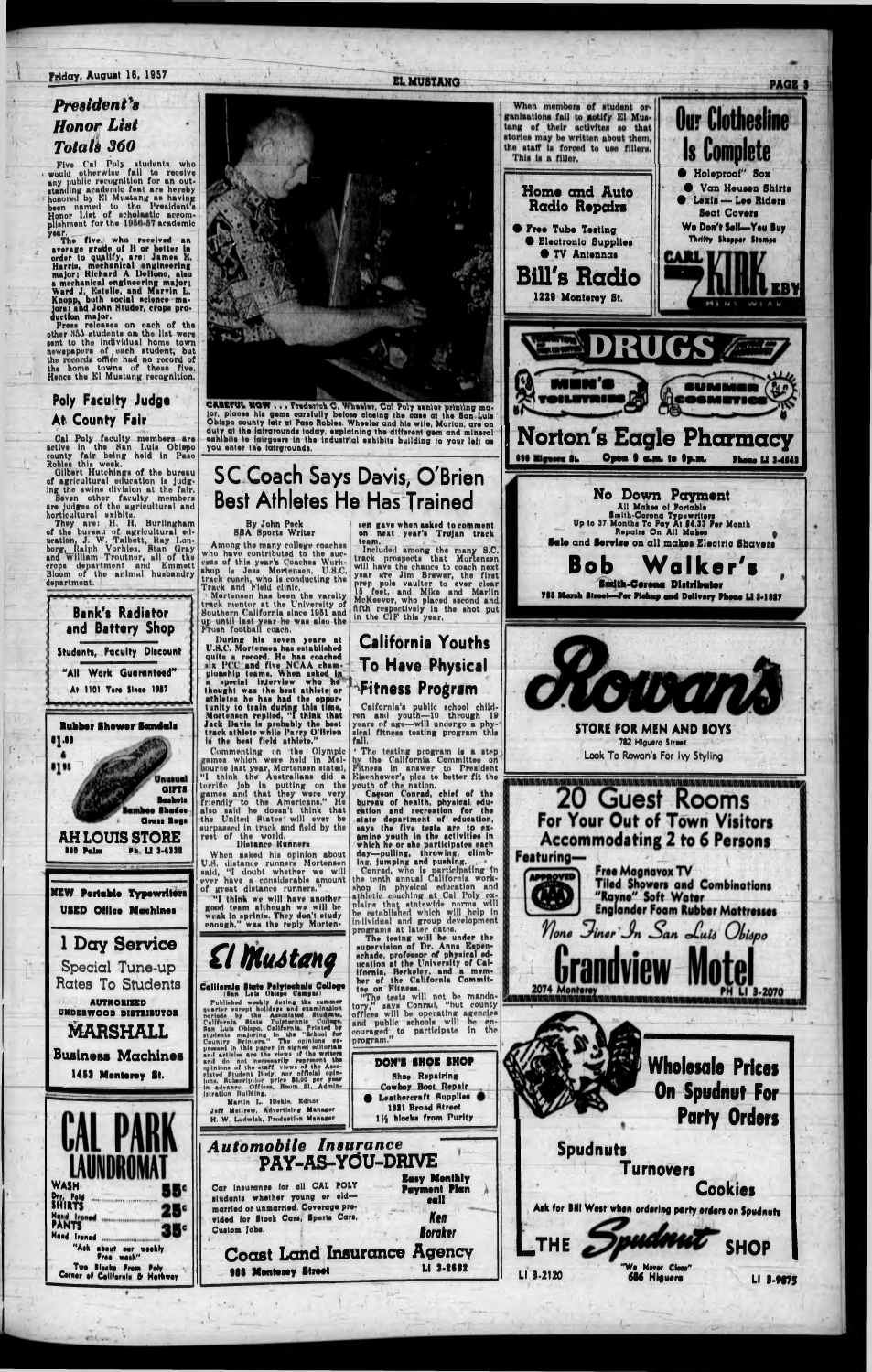## President's Honor List Totals 360

Five Cal Poly students who would otherwise fail to receive any public recognition for an outstanding academic feat are hereby honored by El Mustang as having been named to the President's Honor List of scholastic accomplishment for the 1956-57 academic year.

The five, who received an average grade of B or better in order to qualify, are: James E. Harris, mechanical engineering major; Richard A Delleno, also a mechanical engineering major; Ward J. Estelle, and Marvin L. Knopp, both social science majors; and John Studer, crops production major.

Press releases on each of the other 355 students on the list were sent to the individual home town newspapers of each student, but the records office had no record of the home towns of these five. Hence the El Mustang recognition.

## Poly Faculty Judge At County Fair

Cal Poly faculty members are active in the San Luis Obispo county fair being held in Paso Robles this week.

Gilbert Hutchings of the bureau of agricultural education is judging the swine division at the fair.

Seven other faculty members are judges of the agricultural and horticultural exibits.

They are: H. H. Burlingham of the bureau of agricultural education, J. W. Talbott, Ray Lonborg, Ralph Vorhies, Stan Gray and William Troutner, all of the crops department and Emmett Bloom of the animal husbandry department.

CAREFUL NOW . . . Frederick G. Wheeler, Cal Poly senior printing major, places his gems carefully below closing the case at the San Luis Obispo county fair at Paso Robles. Wheeler and his wife, Marion, are on duty at the fairgrounds today, explaining the different gem and mineral exhibits to fairgoers in the industrial exhibits building to your left as you enter the fairgrounds.

## SC Coach Says Davis, O'Brien Best Athletes He Has Trained

By John Peck
SSA Sports Writer

Among the many college coaches who have contributed to the success of this year's Coaches Workshop is Jess Mortensen, U.S.C. track coach, who is conducting the Track and Field clinic.

Mortensen has been the varsity track mentor at the University of Southern California since 1951 and up until last year he was also the Frosh football coach.

During his seven years at U.S.C. Mortensen has established quite a record. He has coached six ICC and five NCAA championship teams. When asked in a special interview who he thought was the best athlete or athletes he has had the opportunity to train during this time, Mortensen replied, "I think that Jack Davis is probably the best track athlete while Parry O'Brien is the best field athlete."

Commenting on the Olympic games which were held in Melbourne last year, Mortensen stated, "I think the Australians did a terrific job in putting on the games and that they were very friendly to the Americans." He also said he doesn't think that the United States will ever be surpassed in track and field by the rest of the world.

### Distance Runners

When asked his opinion about U.S. distance runners Mortensen said, "I doubt whether we will ever have a considerable amount of great distance runners."

"I think we will have another good team although we will be weak in sprints. They don't study enough," was the reply Mortensen gave when asked to comment on next year's Trojan track team.

Included among the many S.C. track prospects that Mortensen will have the chance to coach next year are Jim Brewer, the first prep pole vaulter to ever clear 15 feet, and Mike and Marlin McKeever, who placed second and fifth respectively in the shot put in the CIF this year.

## California Youths To Have Physical Fitness Program

California's public school children and youth—10 through 19 years of age—will undergo a physical fitness testing program this fall.

The testing program is a step by the California Committee on Fitness in answer to President Eisenhower's plea to better fit the youth of the nation.

Cayson Conrad, chief of the bureau of health, physical education and recreation for the state department of education, says the five tests are to examine youth in the activities in which he or she participates each day—pulling, throwing, climbing, jumping and pushing.

Conrad, who is participating in the tenth annual California workshop in physical education and athletic coaching at Cal Poly explains that statewide norms will be established which will help in individual and group development programs at later dates.

The testing will be under the supervision of Dr. Anna Espenschade, professor of physical education at the University of California, Berkeley, and a member of the California Committee on Fitness.

"The tests will not be mandatory," says Conrad, "but county offices will be operating agencies and public schools will be encouraged to participate in the program."

## El Mustang

**California State Polytechnic College**
(San Luis Obispo Campus)

Published weekly during the summer quarter except holidays and examination periods by the Associated Students, California State Polytechnic College, San Luis Obispo, California. Printed by students majoring in the "School for Country Printers." The opinions expressed in this paper in signed editorials and articles are the views of the writers and do not necessarily represent the opinions of the staff, views of the Associated Student Body, nor official opinions. Subscription price $2.00 per year in advance. Office, Room 21, Administration Building.

Martin L. Hickle, Editor
Jeff Melrose, Advertising Manager
H. W. Ludwick, Production Manager

When members of student organizations fail to notify El Mustang of their activites so that stories may be written about them, the staff is forced to use fillers. This is a filler.

---

**Bank's Radiator and Battery Shop**
Students, Faculty Discount
"All Work Guaranteed"
At 1101 Toro Since 1937

**Rubber Shower Sandals** $1.00 & $1.95
Unusual GIFTS — Baskets — Bamboo Shades — Grass Bags
**AH LOUIS STORE** — 800 Palm — Ph. LI 3-4332

**NEW Portable Typewriters — USED Office Machines**
**1 Day Service** — Special Tune-up Rates To Students
AUTHORIZED UNDERWOOD DISTRIBUTOR
**MARSHALL Business Machines** — 1453 Monterey St.

**CAL PARK LAUNDROMAT**
WASH 55¢ — Dry, Fold SHIRTS Hand Ironed 25¢ — PANTS Hand Ironed 35¢
"Ask about our weekly Free wash"
Two Blocks From Poly — Corner of California & Hathway

**Automobile Insurance — PAY-AS-YOU-DRIVE**
Car insurance for all CAL POLY students whether young or old—married or unmarried. Coverage provided for Stock Cars, Sports Cars, Custom Jobs.
Easy Monthly Payment Plan — call Ken Boraker
**Coast Land Insurance Agency** — 888 Monterey Street — LI 3-2582

**DON'S SHOE SHOP**
Shoe Repairing — Cowboy Boot Repair — Leathercraft Supplies
1321 Broad Street — 1½ blocks from Purity

**Home and Auto Radio Repairs**
Free Tube Testing — Electronic Supplies — TV Antennas
**Bill's Radio** — 1229 Monterey St.

**Our Clothesline Is Complete**
Holeproof" Sox — Van Heusen Shirts — Lexis — Lee Riders — Seat Covers
We Don't Sell—You Buy — Thrifty Shopper Stamps
**CARL KIRKEBY** MEN'S WEAR

**DRUGS** — MEN'S TOILETRIES — SUMMER COSMETICS
**Norton's Eagle Pharmacy** — 898 Higuera St. — Open 9 a.m. to 9 p.m. — Phone LI 3-4543

**No Down Payment**
All Makes of Portable Smith-Corona Typewriters
Up to 37 Months To Pay At $4.33 Per Month
Repairs On All Makes
Sale and Service on all makes Electric Shavers
**Bob Walker's** — Smith-Corona Distributor
755 Marsh Street—For Pickup and Delivery Phone LI 3-1587

**Rowan's** — STORE FOR MEN AND BOYS — 782 Higuera Street — Look To Rowan's For Ivy Styling

**20 Guest Rooms** — For Your Out of Town Visitors — Accommodating 2 to 6 Persons
Featuring— Free Magnavox TV — Tiled Showers and Combinations — "Rayne" Soft Water — Englander Foam Rubber Mattresses
None Finer In San Luis Obispo
**Grandview Motel** — 2074 Monterey — PH LI 3-2070

**Wholesale Prices On Spudnut For Party Orders**
Spudnuts — Turnovers — Cookies
Ask for Bill West when ordering party orders on Spudnuts
**THE Spudnut SHOP** — "We Never Close" — 686 Higuera — LI 3-2120 — LI 3-9875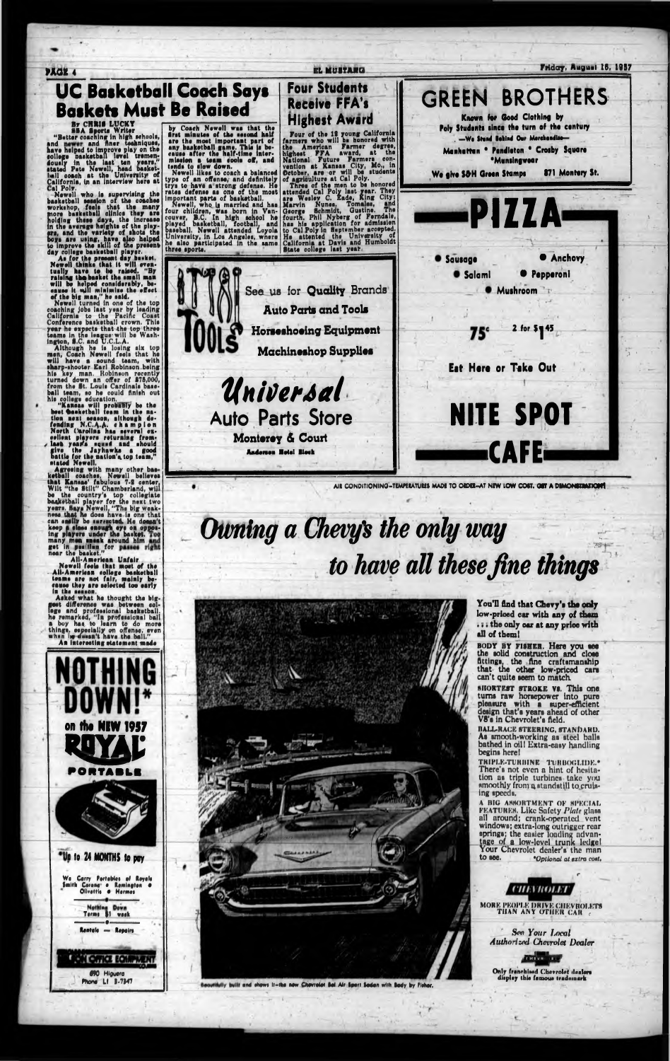# UC Basketball Coach Says Baskets Must Be Raised

By CHRIS LUCKY
SSA Sports Writer

"Better coaching in high schools, and newer and finer techniques, have helped to improve play on the college basketball level tremendously in the last ten years," stated Pete Newell, head basketball coach at the University of California, in an interview here at Cal Poly.

Newell who is supervising the basketball session of the coaches workshop, feels that the many more basketball clinics they are holding these days, the increase in the average heights of the players, and the variety of shots the boys are using, have also helped to improve the skill of the present day college basketball player.

As for the present day basket, Newell thinks that it will eventually have to be raised. "By raising the basket the small man will be helped considerably, because it will minimize the effect of the big man," he said.

Newell turned in one of the top coaching jobs last year by leading California to the Pacific Coast Conference basketball crown. This year he expects that the top three teams in the league will be Washington, S.C. and U.C.L.A.

Although he is losing six top men, Coach Newell feels that he will have a sound team, with sharp-shooter Earl Robinson being his key man. Robinson recently turned down an offer of $75,000, from the St. Louis Cardinals baseball team, so he could finish out his college education.

"Kansas will probably be the best basketball team in the nation next season, although defending N.C.A.A. champion North Carolina has several excellent players returning from last years squad and should give the Jayhawks a good battle for the nation's top team," stated Newell.

Agreeing with many other basketball coaches, Newell believes that Kansas' fabulous 7-2 center, Wilt "the Stilt" Chamberland, will be the country's top collegiate basketball player for the next two years. Says Newell, "The big weakness that he does have is one that can easily be corrected. He doesn't keep a close enough eye on opposing players under the basket. Too many men sneak around him and get in position for passes right near the basket."

**All-American Unfair**

Newell feels that most of the All-American college basketball teams are not fair, mainly because they are selected too early in the season.

Asked what he thought the biggest difference was between college and professional basketball, he remarked, "In professional ball a boy has to learn to do more things, especially on offense, even when he doesn't have the ball."

An interesting statement made by Coach Newell was that the first minutes of the second half are the most important part of any basketball game. This is because after the half-time intermission a team cools off, and tends to slow down.

Newell likes to coach a balanced type of an offense, and definitely trys to have a strong defense. He rates defense as one of the most important parts of basketball.

Newell, who is married and has four children, was born in Vancouver, B.C. In high school he played basketball, football, and baseball. Newell attended Loyola University, in Los Angeles, where he also participated in the same three sports.

# Four Students Receive FFA's Highest Award

Four of the 12 young California farmers who will be honored with the American Farmer degree, highest FFA award, at the National Future Farmers convention at Kansas City, Mo., in October, are or will be students of agriculture at Cal Poly.

Three of the men to be honored attended Cal Poly last year. They are Wesley C. Eade, King City; Marvin Nunes, Tomales, and George Schmidt, Gustine. The fourth, Phil Nyberg of Ferndale, has his application for admission to Cal Poly in September accepted. He attended the University of California at Davis and Humboldt State college last year.

---

**GREEN BROTHERS**

Known for Good Clothing by Poly Students since the turn of the century

—We Stand Behind Our Merchandise—

Manhatten • Pendleton • Crosby Square • Munsingwear

We give S&H Green Stamps — 871 Montery St.

---

**PIZZA**

- Sausage
- Anchovy
- Salami
- Pepperoni
- Mushroom

75¢ — 2 for $1.45

Eat Here or Take Out

**NITE SPOT CAFE**

---

**TOOLS**

See us for **Quality** Brands

Auto Parts and Tools

Horseshoeing Equipment

Machineshop Supplies

*Universal* Auto Parts Store

Monterey & Court

Anderson Hotel Block

---

AIR CONDITIONING—TEMPERATURES MADE TO ORDER—AT NEW LOW COST. GET A DEMONSTRATION!

# *Owning a Chevy's the only way to have all these fine things*

You'll find that Chevy's the only low-priced car with any of them . . . the only car at any price with all of them!

**BODY BY FISHER.** Here you see the solid construction and close fittings, the fine craftsmanship that the other low-priced cars can't quite seem to match.

**SHORTEST STROKE V8.** This one turns raw horsepower into pure pleasure with a super-efficient design that's years ahead of other V8's in Chevrolet's field.

**BALL-RACE STEERING, STANDARD.** As smooth-working as steel balls bathed in oil! Extra-easy handling begins here!

**TRIPLE-TURBINE TURBOGLIDE.*** There's not even a hint of hesitation as triple turbines take you smoothly from a standstill to cruising speeds.

**A BIG ASSORTMENT OF SPECIAL FEATURES.** Like Safety *Plate* glass all around; crank-operated vent windows; extra-long outrigger rear springs; the easier loading advantage of a low-level trunk ledge! Your Chevrolet dealer's the man to see.

*Optional at extra cost.

Beautifully built and shows it—the new Chevrolet Bel Air Sport Sedan with Body by Fisher.

CHEVROLET

MORE PEOPLE DRIVE CHEVROLETS THAN ANY OTHER CAR

See Your Local Authorized Chevrolet Dealer

Only franchised Chevrolet dealers display this famous trademark

---

**NOTHING DOWN!*** on the NEW 1957 **ROYAL PORTABLE**

*Up to 24 MONTHS to pay

We Carry Portables of Royals, Smith Corona, Remington, Olivetti, Hermes

Nothing Down — Terms $1 week

Rentals — Repairs

HILSON OFFICE EQUIPMENT

690 Higuera — Phone LI 3-7347